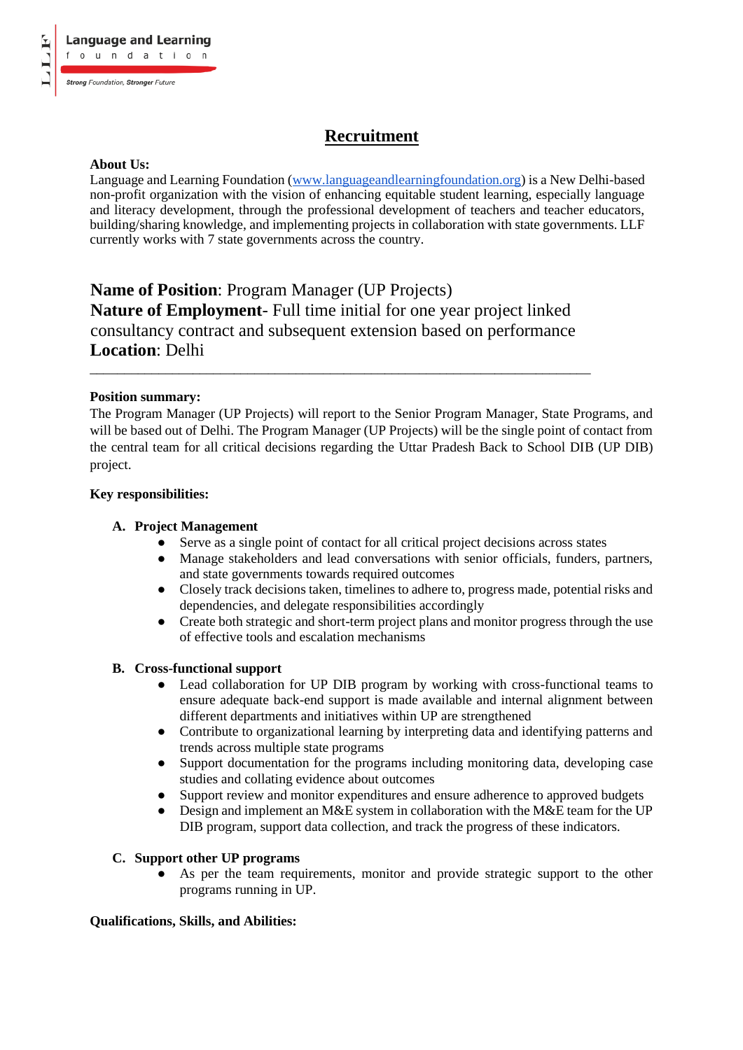# Recruitment

**About Us:**
Language and Learning Foundation (www.languageandlearningfoundation.org) is a New Delhi-based non-profit organization with the vision of enhancing equitable student learning, especially language and literacy development, through the professional development of teachers and teacher educators, building/sharing knowledge, and implementing projects in collaboration with state governments. LLF currently works with 7 state governments across the country.

**Name of Position**: Program Manager (UP Projects)
**Nature of Employment**- Full time initial for one year project linked consultancy contract and subsequent extension based on performance
**Location**: Delhi

---

**Position summary:**
The Program Manager (UP Projects) will report to the Senior Program Manager, State Programs, and will be based out of Delhi. The Program Manager (UP Projects) will be the single point of contact from the central team for all critical decisions regarding the Uttar Pradesh Back to School DIB (UP DIB) project.

**Key responsibilities:**

**A. Project Management**
- Serve as a single point of contact for all critical project decisions across states
- Manage stakeholders and lead conversations with senior officials, funders, partners, and state governments towards required outcomes
- Closely track decisions taken, timelines to adhere to, progress made, potential risks and dependencies, and delegate responsibilities accordingly
- Create both strategic and short-term project plans and monitor progress through the use of effective tools and escalation mechanisms

**B. Cross-functional support**
- Lead collaboration for UP DIB program by working with cross-functional teams to ensure adequate back-end support is made available and internal alignment between different departments and initiatives within UP are strengthened
- Contribute to organizational learning by interpreting data and identifying patterns and trends across multiple state programs
- Support documentation for the programs including monitoring data, developing case studies and collating evidence about outcomes
- Support review and monitor expenditures and ensure adherence to approved budgets
- Design and implement an M&E system in collaboration with the M&E team for the UP DIB program, support data collection, and track the progress of these indicators.

**C. Support other UP programs**
- As per the team requirements, monitor and provide strategic support to the other programs running in UP.

**Qualifications, Skills, and Abilities:**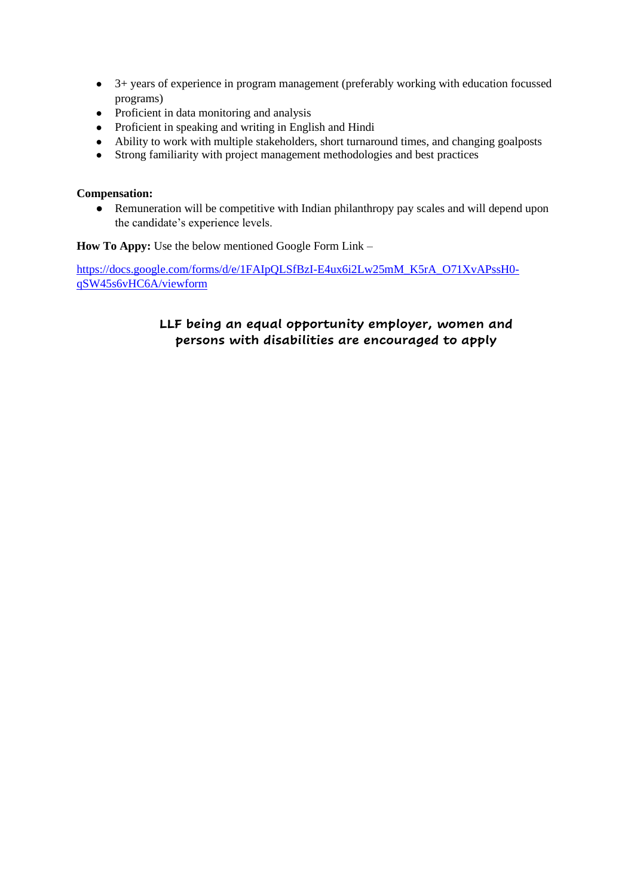- 3+ years of experience in program management (preferably working with education focussed programs)
- Proficient in data monitoring and analysis
- Proficient in speaking and writing in English and Hindi
- Ability to work with multiple stakeholders, short turnaround times, and changing goalposts
- Strong familiarity with project management methodologies and best practices

**Compensation:**

- Remuneration will be competitive with Indian philanthropy pay scales and will depend upon the candidate's experience levels.

**How To Appy:** Use the below mentioned Google Form Link –

https://docs.google.com/forms/d/e/1FAIpQLSfBzI-E4ux6i2Lw25mM_K5rA_O71XvAPssH0-qSW45s6vHC6A/viewform

**LLF being an equal opportunity employer, women and persons with disabilities are encouraged to apply**